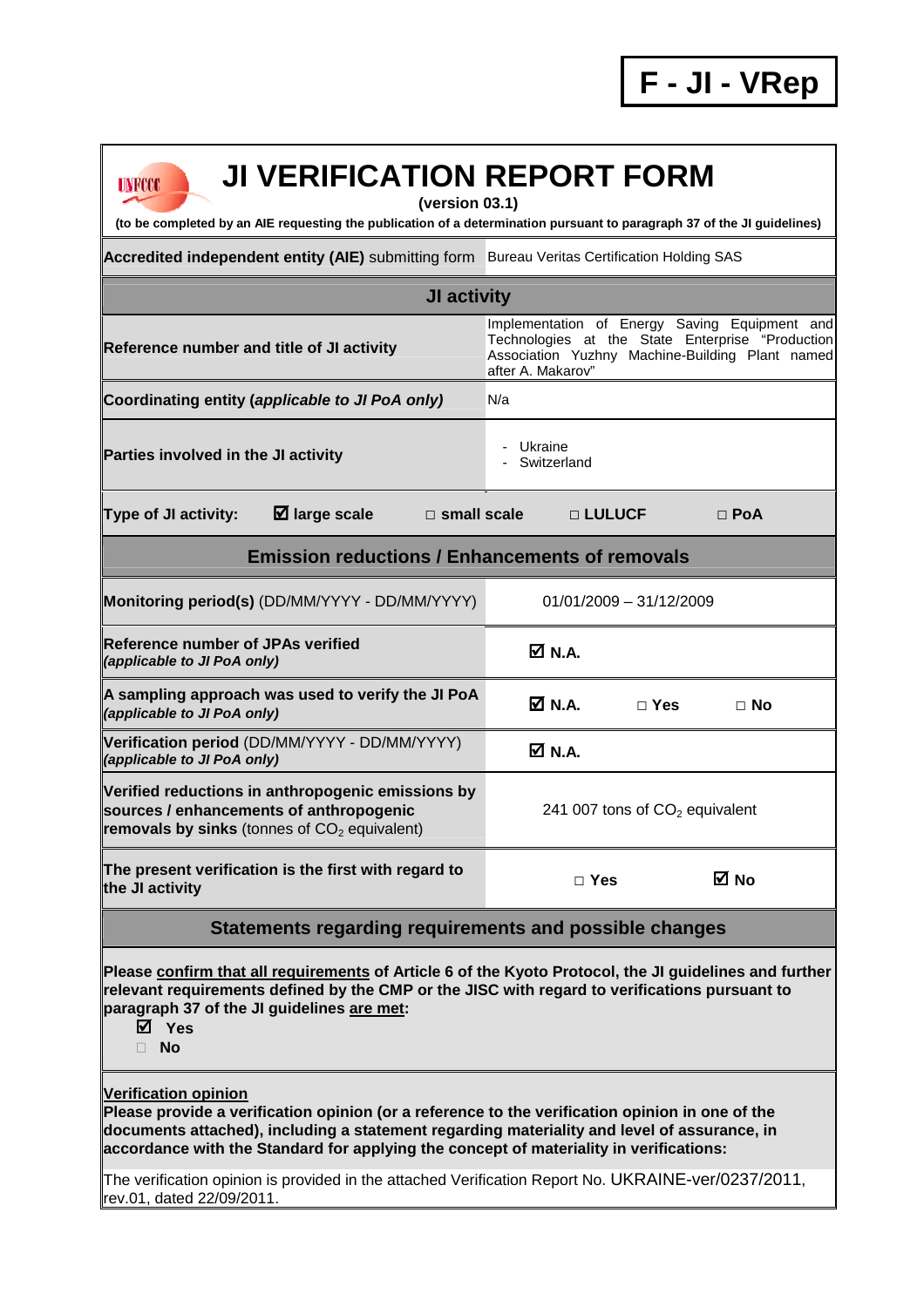**F - JI - VRep**

# JI VERIFICATION REPORT FORM

**(version 03.1)**

**(to be completed by an AIE requesting the publication of a determination pursuant to paragraph 37 of the JI guidelines)**

| | |
|---|---|
| **Accredited independent entity (AIE)** submitting form | Bureau Veritas Certification Holding SAS |

## JI activity

| | |
|---|---|
| **Reference number and title of JI activity** | Implementation of Energy Saving Equipment and Technologies at the State Enterprise "Production Association Yuzhny Machine-Building Plant named after A. Makarov" |
| **Coordinating entity (*applicable to JI PoA only*)** | N/a |
| **Parties involved in the JI activity** | - Ukraine<br>- Switzerland |

**Type of JI activity:** ☑ **large scale** □ **small scale** □ **LULUCF** □ **PoA**

## Emission reductions / Enhancements of removals

| | |
|---|---|
| **Monitoring period(s)** (DD/MM/YYYY - DD/MM/YYYY) | 01/01/2009 – 31/12/2009 |
| **Reference number of JPAs verified** ***(applicable to JI PoA only)*** | ☑ **N.A.** |
| **A sampling approach was used to verify the JI PoA** ***(applicable to JI PoA only)*** | ☑ **N.A.** □ **Yes** □ **No** |
| **Verification period** (DD/MM/YYYY - DD/MM/YYYY) ***(applicable to JI PoA only)*** | ☑ **N.A.** |
| **Verified reductions in anthropogenic emissions by sources / enhancements of anthropogenic removals by sinks** (tonnes of $CO_2$ equivalent) | 241 007 tons of $CO_2$ equivalent |
| **The present verification is the first with regard to the JI activity** | □ **Yes** ☑ **No** |

## Statements regarding requirements and possible changes

**Please confirm that all requirements of Article 6 of the Kyoto Protocol, the JI guidelines and further relevant requirements defined by the CMP or the JISC with regard to verifications pursuant to paragraph 37 of the JI guidelines are met:**

☑ **Yes**
□ **No**

**Verification opinion**
**Please provide a verification opinion (or a reference to the verification opinion in one of the documents attached), including a statement regarding materiality and level of assurance, in accordance with the Standard for applying the concept of materiality in verifications:**

The verification opinion is provided in the attached Verification Report No. UKRAINE-ver/0237/2011, rev.01, dated 22/09/2011.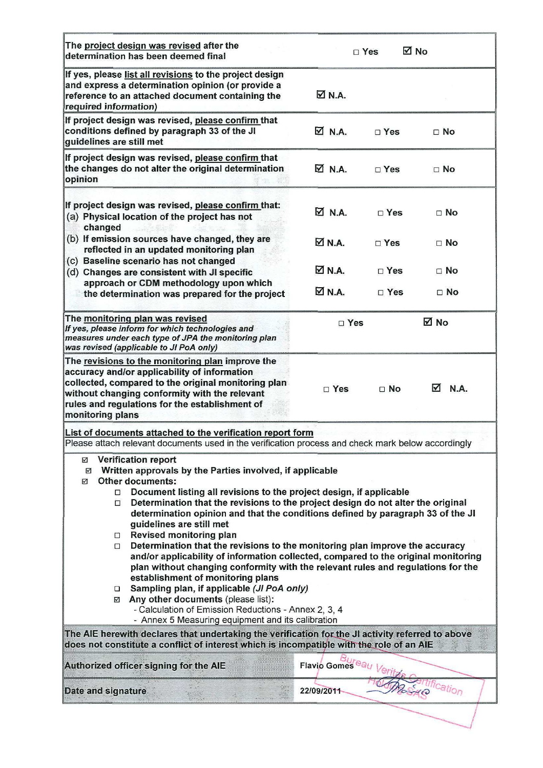| | |
|---|---|
| The project design was revised after the determination has been deemed final | ☐ Yes ☑ No |
| If yes, please list all revisions to the project design and express a determination opinion (or provide a reference to an attached document containing the required information) | ☑ N.A. |
| If project design was revised, please confirm that conditions defined by paragraph 33 of the JI guidelines are still met | ☑ N.A. ☐ Yes ☐ No |
| If project design was revised, please confirm that the changes do not alter the original determination opinion | ☑ N.A. ☐ Yes ☐ No |
| If project design was revised, please confirm that: (a) Physical location of the project has not changed (b) If emission sources have changed, they are reflected in an updated monitoring plan (c) Baseline scenario has not changed (d) Changes are consistent with JI specific approach or CDM methodology upon which the determination was prepared for the project | (a) ☑ N.A. ☐ Yes ☐ No (b) ☑ N.A. ☐ Yes ☐ No (c) ☑ N.A. ☐ Yes ☐ No (d) ☑ N.A. ☐ Yes ☐ No |
| The monitoring plan was revised *If yes, please inform for which technologies and measures under each type of JPA the monitoring plan was revised (applicable to JI PoA only)* | ☐ Yes ☑ No |
| The revisions to the monitoring plan improve the accuracy and/or applicability of information collected, compared to the original monitoring plan without changing conformity with the relevant rules and regulations for the establishment of monitoring plans | ☐ Yes ☐ No ☑ N.A. |

**List of documents attached to the verification report form**
Please attach relevant documents used in the verification process and check mark below accordingly

- ☑ **Verification report**
- ☑ **Written approvals by the Parties involved, if applicable**
- ☑ **Other documents:**
  - ☐ Document listing all revisions to the project design, if applicable
  - ☐ Determination that the revisions to the project design do not alter the original determination opinion and that the conditions defined by paragraph 33 of the JI guidelines are still met
  - ☐ Revised monitoring plan
  - ☐ Determination that the revisions to the monitoring plan improve the accuracy and/or applicability of information collected, compared to the original monitoring plan without changing conformity with the relevant rules and regulations for the establishment of monitoring plans
  - ☐ Sampling plan, if applicable *(JI PoA only)*
  - ☑ Any other documents (please list):
    - Calculation of Emission Reductions - Annex 2, 3, 4
    - Annex 5 Measuring equipment and its calibration

**The AIE herewith declares that undertaking the verification for the JI activity referred to above does not constitute a conflict of interest which is incompatible with the role of an AIE**

| | |
|---|---|
| **Authorized officer signing for the AIE** | Flavio Gomes |
| **Date and signature** | 22/09/2011 |

Bureau Veritas Certification Holding SAS